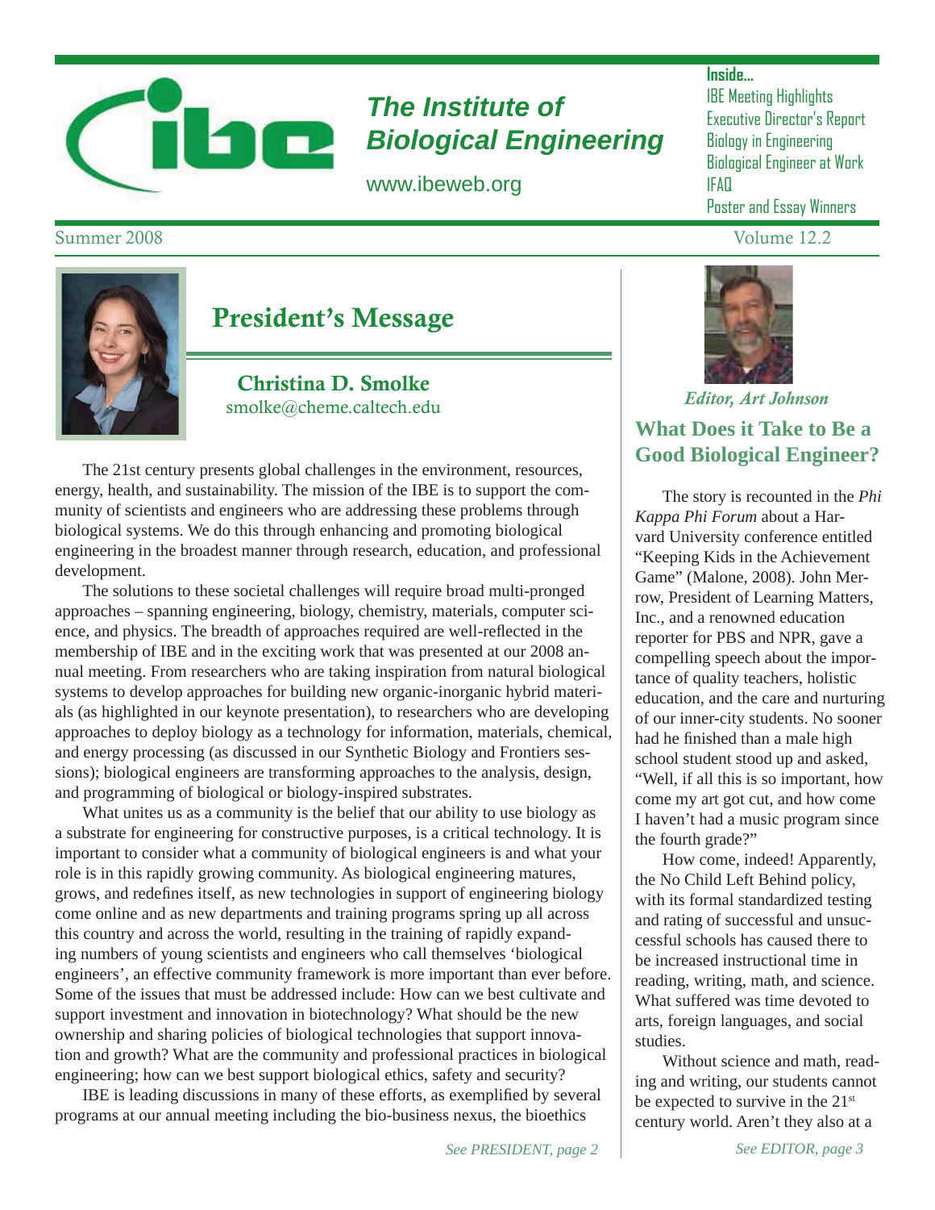# The Institute of Biological Engineering

www.ibeweb.org

**Inside...**
- IBE Meeting Highlights
- Executive Director's Report
- Biology in Engineering
- Biological Engineer at Work
- IFAQ
- Poster and Essay Winners

Summer 2008 — Volume 12.2

## President's Message

**Christina D. Smolke**
smolke@cheme.caltech.edu

The 21st century presents global challenges in the environment, resources, energy, health, and sustainability. The mission of the IBE is to support the community of scientists and engineers who are addressing these problems through biological systems. We do this through enhancing and promoting biological engineering in the broadest manner through research, education, and professional development.

The solutions to these societal challenges will require broad multi-pronged approaches – spanning engineering, biology, chemistry, materials, computer science, and physics. The breadth of approaches required are well-reflected in the membership of IBE and in the exciting work that was presented at our 2008 annual meeting. From researchers who are taking inspiration from natural biological systems to develop approaches for building new organic-inorganic hybrid materials (as highlighted in our keynote presentation), to researchers who are developing approaches to deploy biology as a technology for information, materials, chemical, and energy processing (as discussed in our Synthetic Biology and Frontiers sessions); biological engineers are transforming approaches to the analysis, design, and programming of biological or biology-inspired substrates.

What unites us as a community is the belief that our ability to use biology as a substrate for engineering for constructive purposes, is a critical technology. It is important to consider what a community of biological engineers is and what your role is in this rapidly growing community. As biological engineering matures, grows, and redefines itself, as new technologies in support of engineering biology come online and as new departments and training programs spring up all across this country and across the world, resulting in the training of rapidly expanding numbers of young scientists and engineers who call themselves 'biological engineers', an effective community framework is more important than ever before. Some of the issues that must be addressed include: How can we best cultivate and support investment and innovation in biotechnology? What should be the new ownership and sharing policies of biological technologies that support innovation and growth? What are the community and professional practices in biological engineering; how can we best support biological ethics, safety and security?

IBE is leading discussions in many of these efforts, as exemplified by several programs at our annual meeting including the bio-business nexus, the bioethics

*See PRESIDENT, page 2*

*Editor, Art Johnson*

## What Does it Take to Be a Good Biological Engineer?

The story is recounted in the *Phi Kappa Phi Forum* about a Harvard University conference entitled "Keeping Kids in the Achievement Game" (Malone, 2008). John Merrow, President of Learning Matters, Inc., and a renowned education reporter for PBS and NPR, gave a compelling speech about the importance of quality teachers, holistic education, and the care and nurturing of our inner-city students. No sooner had he finished than a male high school student stood up and asked, "Well, if all this is so important, how come my art got cut, and how come I haven't had a music program since the fourth grade?"

How come, indeed! Apparently, the No Child Left Behind policy, with its formal standardized testing and rating of successful and unsuccessful schools has caused there to be increased instructional time in reading, writing, math, and science. What suffered was time devoted to arts, foreign languages, and social studies.

Without science and math, reading and writing, our students cannot be expected to survive in the 21st century world. Aren't they also at a

*See EDITOR, page 3*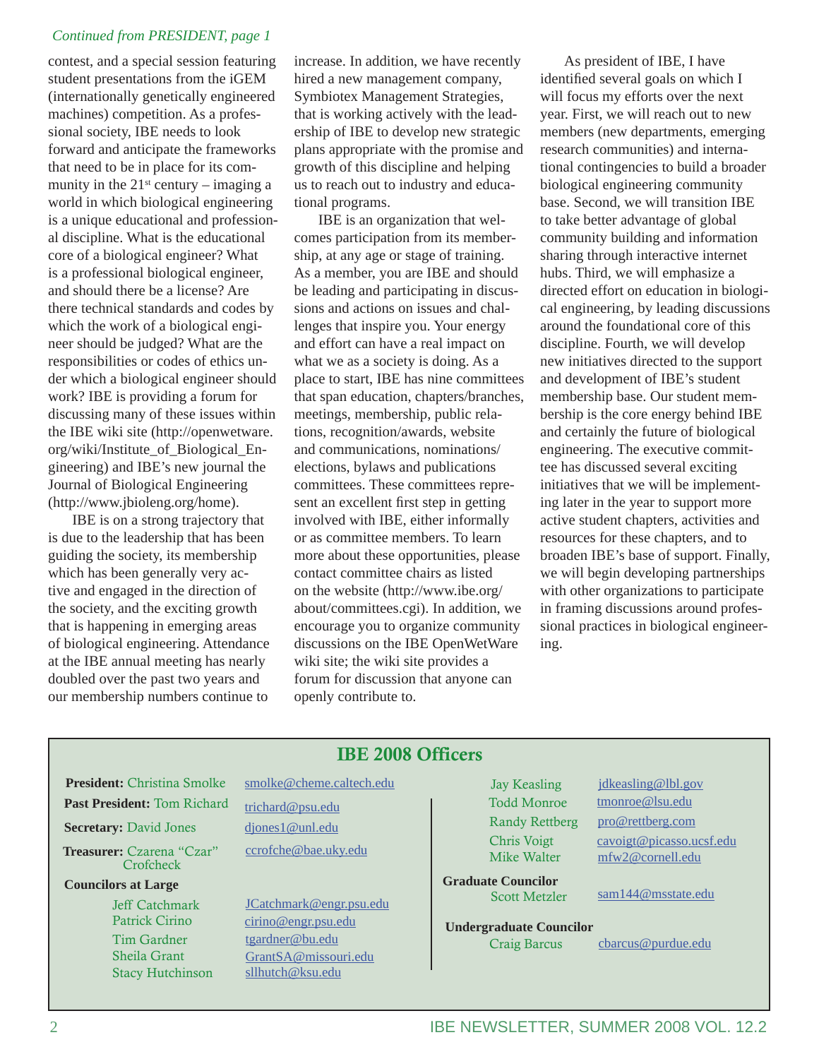*Continued from PRESIDENT, page 1*

contest, and a special session featuring student presentations from the iGEM (internationally genetically engineered machines) competition. As a professional society, IBE needs to look forward and anticipate the frameworks that need to be in place for its community in the 21st century – imaging a world in which biological engineering is a unique educational and professional discipline. What is the educational core of a biological engineer? What is a professional biological engineer, and should there be a license? Are there technical standards and codes by which the work of a biological engineer should be judged? What are the responsibilities or codes of ethics under which a biological engineer should work? IBE is providing a forum for discussing many of these issues within the IBE wiki site (http://openwetware.org/wiki/Institute_of_Biological_Engineering) and IBE's new journal the Journal of Biological Engineering (http://www.jbioleng.org/home).

IBE is on a strong trajectory that is due to the leadership that has been guiding the society, its membership which has been generally very active and engaged in the direction of the society, and the exciting growth that is happening in emerging areas of biological engineering. Attendance at the IBE annual meeting has nearly doubled over the past two years and our membership numbers continue to increase. In addition, we have recently hired a new management company, Symbiotex Management Strategies, that is working actively with the leadership of IBE to develop new strategic plans appropriate with the promise and growth of this discipline and helping us to reach out to industry and educational programs.

IBE is an organization that welcomes participation from its membership, at any age or stage of training. As a member, you are IBE and should be leading and participating in discussions and actions on issues and challenges that inspire you. Your energy and effort can have a real impact on what we as a society is doing. As a place to start, IBE has nine committees that span education, chapters/branches, meetings, membership, public relations, recognition/awards, website and communications, nominations/elections, bylaws and publications committees. These committees represent an excellent first step in getting involved with IBE, either informally or as committee members. To learn more about these opportunities, please contact committee chairs as listed on the website (http://www.ibe.org/about/committees.cgi). In addition, we encourage you to organize community discussions on the IBE OpenWetWare wiki site; the wiki site provides a forum for discussion that anyone can openly contribute to.

As president of IBE, I have identified several goals on which I will focus my efforts over the next year. First, we will reach out to new members (new departments, emerging research communities) and international contingencies to build a broader biological engineering community base. Second, we will transition IBE to take better advantage of global community building and information sharing through interactive internet hubs. Third, we will emphasize a directed effort on education in biological engineering, by leading discussions around the foundational core of this discipline. Fourth, we will develop new initiatives directed to the support and development of IBE's student membership base. Our student membership is the core energy behind IBE and certainly the future of biological engineering. The executive committee has discussed several exciting initiatives that we will be implementing later in the year to support more active student chapters, activities and resources for these chapters, and to broaden IBE's base of support. Finally, we will begin developing partnerships with other organizations to participate in framing discussions around professional practices in biological engineering.

## IBE 2008 Officers

**President:** Christina Smolke — smolke@cheme.caltech.edu

**Past President:** Tom Richard — trichard@psu.edu

**Secretary:** David Jones — djones1@unl.edu

**Treasurer:** Czarena "Czar" Crofcheck — ccrofche@bae.uky.edu

**Councilors at Large**

| | |
|---|---|
| Jeff Catchmark | JCatchmark@engr.psu.edu |
| Patrick Cirino | cirino@engr.psu.edu |
| Tim Gardner | tgardner@bu.edu |
| Sheila Grant | GrantSA@missouri.edu |
| Stacy Hutchinson | sllhutch@ksu.edu |
| Jay Keasling | jdkeasling@lbl.gov |
| Todd Monroe | tmonroe@lsu.edu |
| Randy Rettberg | pro@rettberg.com |
| Chris Voigt | cavoigt@picasso.ucsf.edu |
| Mike Walter | mfw2@cornell.edu |

**Graduate Councilor**

Scott Metzler — sam144@msstate.edu

**Undergraduate Councilor**

Craig Barcus — cbarcus@purdue.edu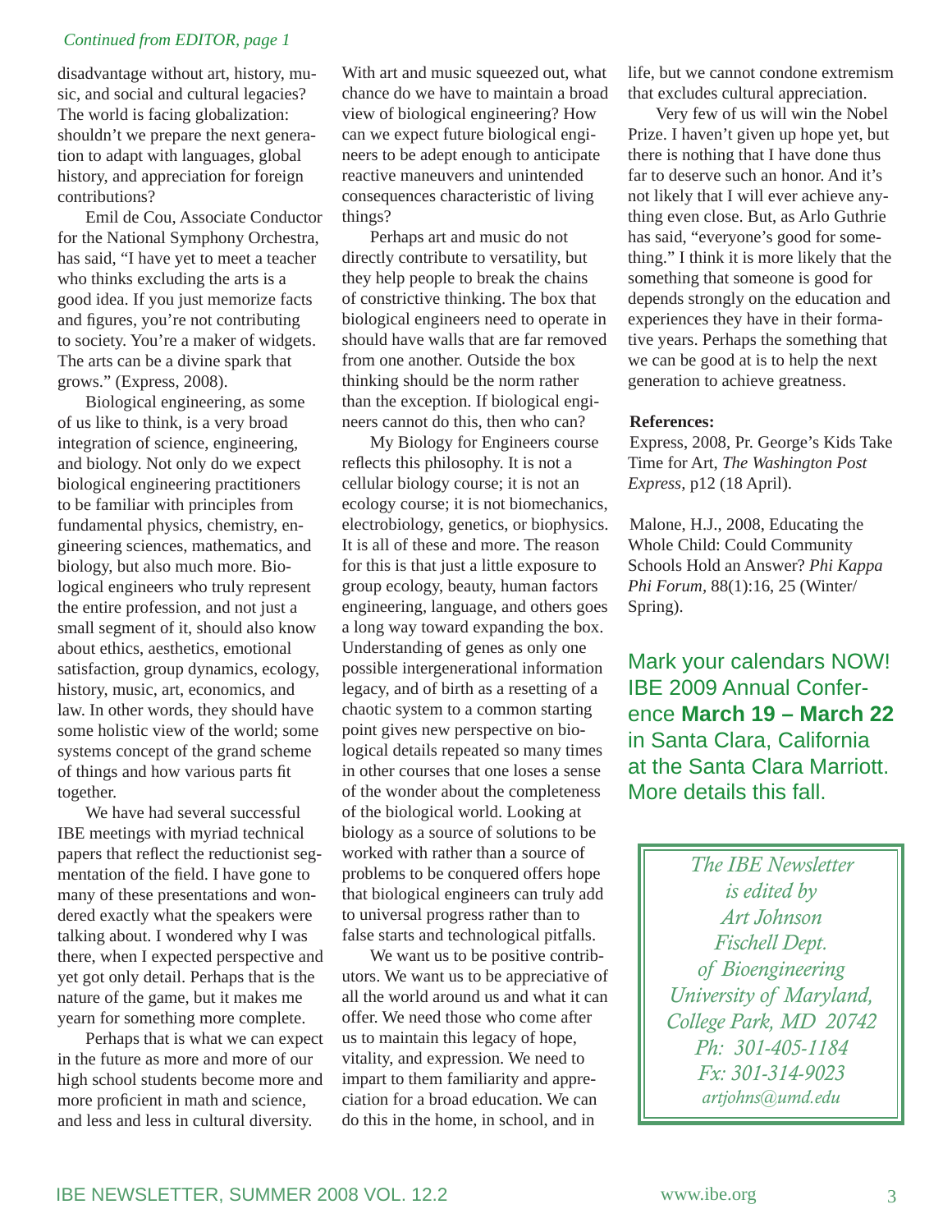*Continued from EDITOR, page 1*

disadvantage without art, history, music, and social and cultural legacies? The world is facing globalization: shouldn't we prepare the next generation to adapt with languages, global history, and appreciation for foreign contributions?

Emil de Cou, Associate Conductor for the National Symphony Orchestra, has said, "I have yet to meet a teacher who thinks excluding the arts is a good idea. If you just memorize facts and figures, you're not contributing to society. You're a maker of widgets. The arts can be a divine spark that grows." (Express, 2008).

Biological engineering, as some of us like to think, is a very broad integration of science, engineering, and biology. Not only do we expect biological engineering practitioners to be familiar with principles from fundamental physics, chemistry, engineering sciences, mathematics, and biology, but also much more. Biological engineers who truly represent the entire profession, and not just a small segment of it, should also know about ethics, aesthetics, emotional satisfaction, group dynamics, ecology, history, music, art, economics, and law. In other words, they should have some holistic view of the world; some systems concept of the grand scheme of things and how various parts fit together.

We have had several successful IBE meetings with myriad technical papers that reflect the reductionist segmentation of the field. I have gone to many of these presentations and wondered exactly what the speakers were talking about. I wondered why I was there, when I expected perspective and yet got only detail. Perhaps that is the nature of the game, but it makes me yearn for something more complete.

Perhaps that is what we can expect in the future as more and more of our high school students become more and more proficient in math and science, and less and less in cultural diversity. With art and music squeezed out, what chance do we have to maintain a broad view of biological engineering? How can we expect future biological engineers to be adept enough to anticipate reactive maneuvers and unintended consequences characteristic of living things?

Perhaps art and music do not directly contribute to versatility, but they help people to break the chains of constrictive thinking. The box that biological engineers need to operate in should have walls that are far removed from one another. Outside the box thinking should be the norm rather than the exception. If biological engineers cannot do this, then who can?

My Biology for Engineers course reflects this philosophy. It is not a cellular biology course; it is not an ecology course; it is not biomechanics, electrobiology, genetics, or biophysics. It is all of these and more. The reason for this is that just a little exposure to group ecology, beauty, human factors engineering, language, and others goes a long way toward expanding the box. Understanding of genes as only one possible intergenerational information legacy, and of birth as a resetting of a chaotic system to a common starting point gives new perspective on biological details repeated so many times in other courses that one loses a sense of the wonder about the completeness of the biological world. Looking at biology as a source of solutions to be worked with rather than a source of problems to be conquered offers hope that biological engineers can truly add to universal progress rather than to false starts and technological pitfalls.

We want us to be positive contributors. We want us to be appreciative of all the world around us and what it can offer. We need those who come after us to maintain this legacy of hope, vitality, and expression. We need to impart to them familiarity and appreciation for a broad education. We can do this in the home, in school, and in life, but we cannot condone extremism that excludes cultural appreciation.

Very few of us will win the Nobel Prize. I haven't given up hope yet, but there is nothing that I have done thus far to deserve such an honor. And it's not likely that I will ever achieve anything even close. But, as Arlo Guthrie has said, "everyone's good for something." I think it is more likely that the something that someone is good for depends strongly on the education and experiences they have in their formative years. Perhaps the something that we can be good at is to help the next generation to achieve greatness.

**References:**

Express, 2008, Pr. George's Kids Take Time for Art, *The Washington Post Express*, p12 (18 April).

Malone, H.J., 2008, Educating the Whole Child: Could Community Schools Hold an Answer? *Phi Kappa Phi Forum*, 88(1):16, 25 (Winter/Spring).

Mark your calendars NOW! IBE 2009 Annual Conference **March 19 – March 22** in Santa Clara, California at the Santa Clara Marriott. More details this fall.

*The IBE Newsletter is edited by Art Johnson*
*Fischell Dept. of Bioengineering*
*University of Maryland, College Park, MD 20742*
*Ph: 301-405-1184*
*Fx: 301-314-9023*
*artjohns@umd.edu*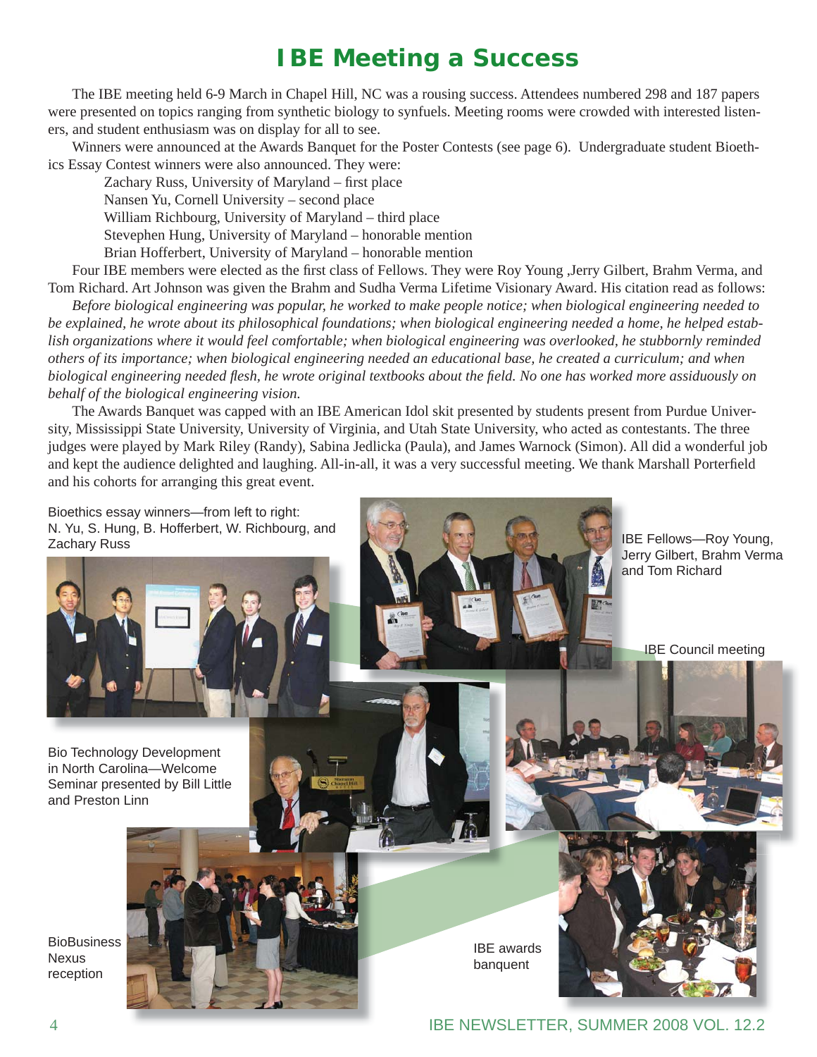# IBE Meeting a Success

The IBE meeting held 6-9 March in Chapel Hill, NC was a rousing success. Attendees numbered 298 and 187 papers were presented on topics ranging from synthetic biology to synfuels. Meeting rooms were crowded with interested listeners, and student enthusiasm was on display for all to see.

Winners were announced at the Awards Banquet for the Poster Contests (see page 6). Undergraduate student Bioethics Essay Contest winners were also announced. They were:

Zachary Russ, University of Maryland – first place
Nansen Yu, Cornell University – second place
William Richbourg, University of Maryland – third place
Stevephen Hung, University of Maryland – honorable mention
Brian Hofferbert, University of Maryland – honorable mention

Four IBE members were elected as the first class of Fellows. They were Roy Young ,Jerry Gilbert, Brahm Verma, and Tom Richard. Art Johnson was given the Brahm and Sudha Verma Lifetime Visionary Award. His citation read as follows:

*Before biological engineering was popular, he worked to make people notice; when biological engineering needed to be explained, he wrote about its philosophical foundations; when biological engineering needed a home, he helped establish organizations where it would feel comfortable; when biological engineering was overlooked, he stubbornly reminded others of its importance; when biological engineering needed an educational base, he created a curriculum; and when biological engineering needed flesh, he wrote original textbooks about the field. No one has worked more assiduously on behalf of the biological engineering vision.*

The Awards Banquet was capped with an IBE American Idol skit presented by students present from Purdue University, Mississippi State University, University of Virginia, and Utah State University, who acted as contestants. The three judges were played by Mark Riley (Randy), Sabina Jedlicka (Paula), and James Warnock (Simon). All did a wonderful job and kept the audience delighted and laughing. All-in-all, it was a very successful meeting. We thank Marshall Porterfield and his cohorts for arranging this great event.

Bioethics essay winners—from left to right: N. Yu, S. Hung, B. Hofferbert, W. Richbourg, and Zachary Russ

IBE Fellows—Roy Young, Jerry Gilbert, Brahm Verma and Tom Richard

IBE Council meeting

Bio Technology Development in North Carolina—Welcome Seminar presented by Bill Little and Preston Linn

BioBusiness Nexus reception

IBE awards banquent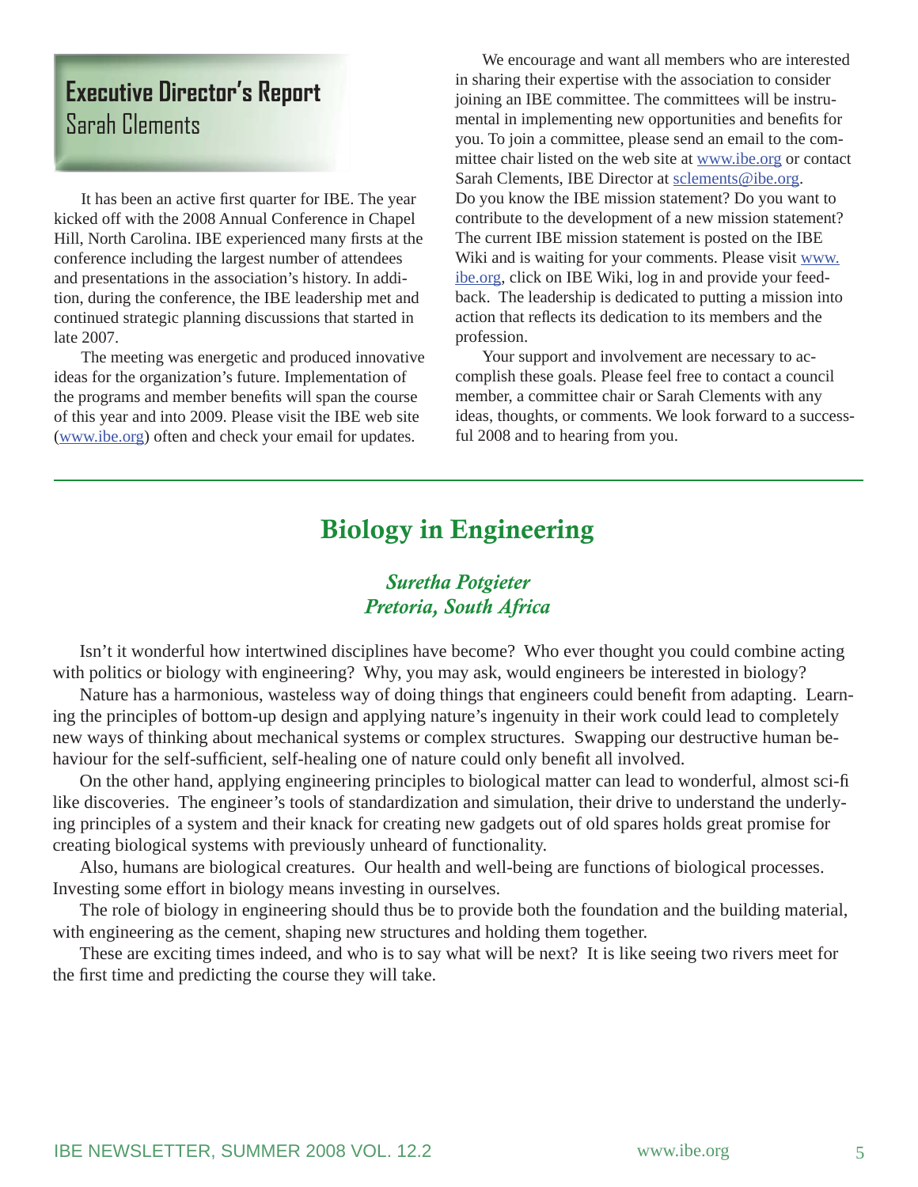## Executive Director's Report

Sarah Clements

It has been an active first quarter for IBE. The year kicked off with the 2008 Annual Conference in Chapel Hill, North Carolina. IBE experienced many firsts at the conference including the largest number of attendees and presentations in the association's history. In addition, during the conference, the IBE leadership met and continued strategic planning discussions that started in late 2007.

The meeting was energetic and produced innovative ideas for the organization's future. Implementation of the programs and member benefits will span the course of this year and into 2009. Please visit the IBE web site (www.ibe.org) often and check your email for updates.

We encourage and want all members who are interested in sharing their expertise with the association to consider joining an IBE committee. The committees will be instrumental in implementing new opportunities and benefits for you. To join a committee, please send an email to the committee chair listed on the web site at www.ibe.org or contact Sarah Clements, IBE Director at sclements@ibe.org. Do you know the IBE mission statement? Do you want to contribute to the development of a new mission statement? The current IBE mission statement is posted on the IBE Wiki and is waiting for your comments. Please visit www.ibe.org, click on IBE Wiki, log in and provide your feedback. The leadership is dedicated to putting a mission into action that reflects its dedication to its members and the profession.

Your support and involvement are necessary to accomplish these goals. Please feel free to contact a council member, a committee chair or Sarah Clements with any ideas, thoughts, or comments. We look forward to a successful 2008 and to hearing from you.

---

## Biology in Engineering

*Suretha Potgieter*
*Pretoria, South Africa*

Isn't it wonderful how intertwined disciplines have become? Who ever thought you could combine acting with politics or biology with engineering? Why, you may ask, would engineers be interested in biology?

Nature has a harmonious, wasteless way of doing things that engineers could benefit from adapting. Learning the principles of bottom-up design and applying nature's ingenuity in their work could lead to completely new ways of thinking about mechanical systems or complex structures. Swapping our destructive human behaviour for the self-sufficient, self-healing one of nature could only benefit all involved.

On the other hand, applying engineering principles to biological matter can lead to wonderful, almost sci-fi like discoveries. The engineer's tools of standardization and simulation, their drive to understand the underlying principles of a system and their knack for creating new gadgets out of old spares holds great promise for creating biological systems with previously unheard of functionality.

Also, humans are biological creatures. Our health and well-being are functions of biological processes. Investing some effort in biology means investing in ourselves.

The role of biology in engineering should thus be to provide both the foundation and the building material, with engineering as the cement, shaping new structures and holding them together.

These are exciting times indeed, and who is to say what will be next? It is like seeing two rivers meet for the first time and predicting the course they will take.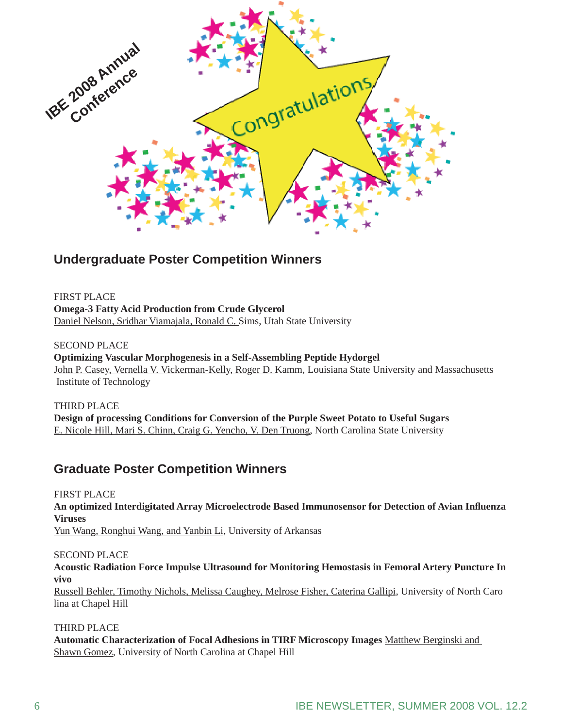IBE 2008 Annual Conference

Congratulations

## Undergraduate Poster Competition Winners

FIRST PLACE
**Omega-3 Fatty Acid Production from Crude Glycerol**
Daniel Nelson, Sridhar Viamajala, Ronald C. Sims, Utah State University

SECOND PLACE
**Optimizing Vascular Morphogenesis in a Self-Assembling Peptide Hydorgel**
John P. Casey, Vernella V. Vickerman-Kelly, Roger D. Kamm, Louisiana State University and Massachusetts Institute of Technology

THIRD PLACE
**Design of processing Conditions for Conversion of the Purple Sweet Potato to Useful Sugars**
E. Nicole Hill, Mari S. Chinn, Craig G. Yencho, V. Den Truong, North Carolina State University

## Graduate Poster Competition Winners

FIRST PLACE
**An optimized Interdigitated Array Microelectrode Based Immunosensor for Detection of Avian Influenza Viruses**
Yun Wang, Ronghui Wang, and Yanbin Li, University of Arkansas

SECOND PLACE
**Acoustic Radiation Force Impulse Ultrasound for Monitoring Hemostasis in Femoral Artery Puncture In vivo**
Russell Behler, Timothy Nichols, Melissa Caughey, Melrose Fisher, Caterina Gallipi, University of North Carolina at Chapel Hill

THIRD PLACE
**Automatic Characterization of Focal Adhesions in TIRF Microscopy Images** Matthew Berginski and Shawn Gomez, University of North Carolina at Chapel Hill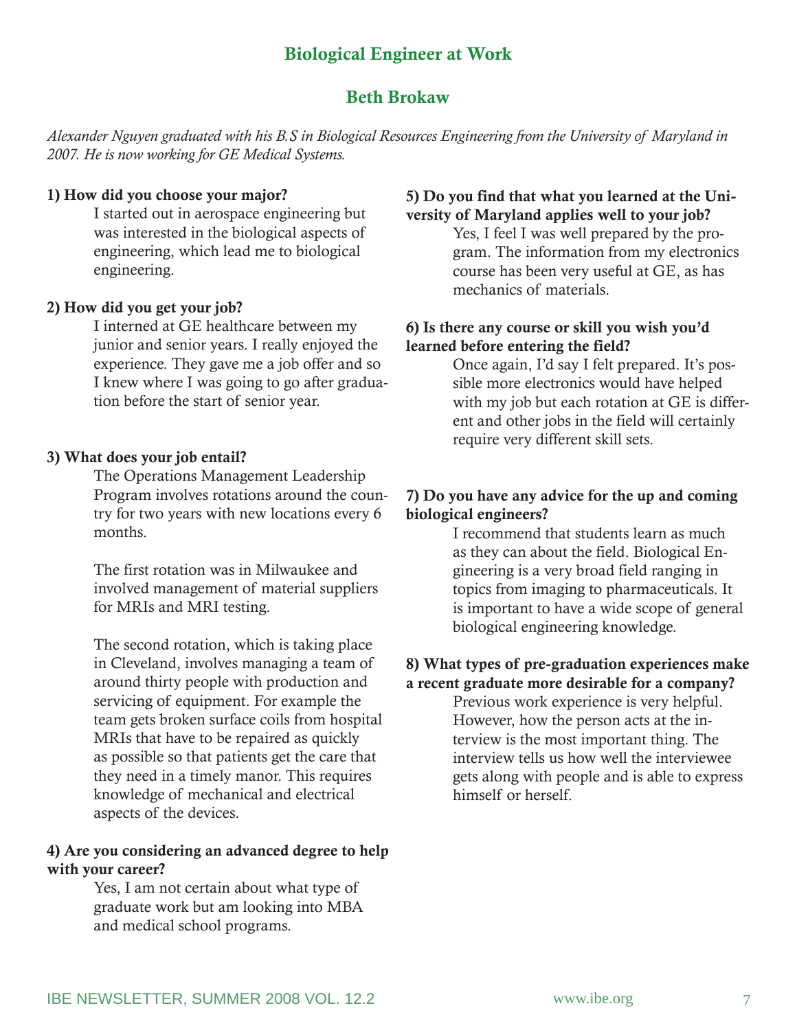## Biological Engineer at Work

### Beth Brokaw

*Alexander Nguyen graduated with his B.S in Biological Resources Engineering from the University of Maryland in 2007. He is now working for GE Medical Systems.*

**1) How did you choose your major?**

I started out in aerospace engineering but was interested in the biological aspects of engineering, which lead me to biological engineering.

**2) How did you get your job?**

I interned at GE healthcare between my junior and senior years. I really enjoyed the experience. They gave me a job offer and so I knew where I was going to go after graduation before the start of senior year.

**3) What does your job entail?**

The Operations Management Leadership Program involves rotations around the country for two years with new locations every 6 months.

The first rotation was in Milwaukee and involved management of material suppliers for MRIs and MRI testing.

The second rotation, which is taking place in Cleveland, involves managing a team of around thirty people with production and servicing of equipment. For example the team gets broken surface coils from hospital MRIs that have to be repaired as quickly as possible so that patients get the care that they need in a timely manor. This requires knowledge of mechanical and electrical aspects of the devices.

**4) Are you considering an advanced degree to help with your career?**

Yes, I am not certain about what type of graduate work but am looking into MBA and medical school programs.

**5) Do you find that what you learned at the University of Maryland applies well to your job?**

Yes, I feel I was well prepared by the program. The information from my electronics course has been very useful at GE, as has mechanics of materials.

**6) Is there any course or skill you wish you'd learned before entering the field?**

Once again, I'd say I felt prepared. It's possible more electronics would have helped with my job but each rotation at GE is different and other jobs in the field will certainly require very different skill sets.

**7) Do you have any advice for the up and coming biological engineers?**

I recommend that students learn as much as they can about the field. Biological Engineering is a very broad field ranging in topics from imaging to pharmaceuticals. It is important to have a wide scope of general biological engineering knowledge.

**8) What types of pre-graduation experiences make a recent graduate more desirable for a company?**

Previous work experience is very helpful. However, how the person acts at the interview is the most important thing. The interview tells us how well the interviewee gets along with people and is able to express himself or herself.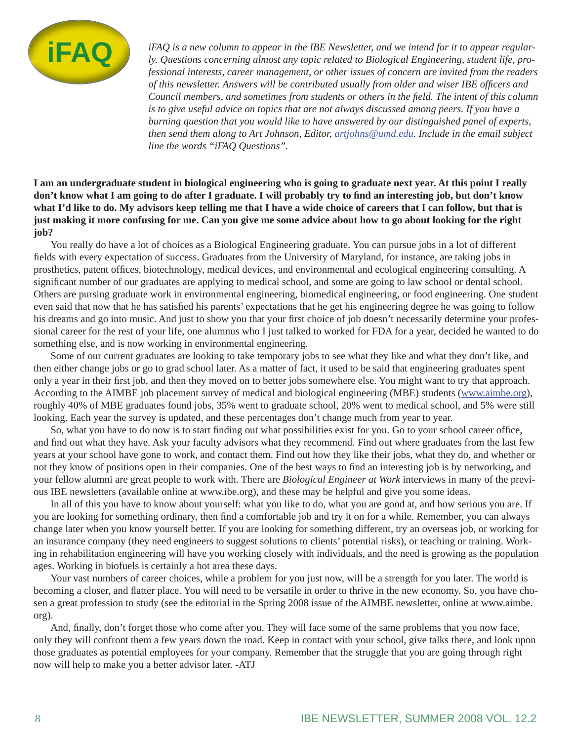# iFAQ

*iFAQ is a new column to appear in the IBE Newsletter, and we intend for it to appear regularly. Questions concerning almost any topic related to Biological Engineering, student life, professional interests, career management, or other issues of concern are invited from the readers of this newsletter. Answers will be contributed usually from older and wiser IBE officers and Council members, and sometimes from students or others in the field. The intent of this column is to give useful advice on topics that are not always discussed among peers. If you have a burning question that you would like to have answered by our distinguished panel of experts, then send them along to Art Johnson, Editor, artjohns@umd.edu. Include in the email subject line the words "iFAQ Questions".*

**I am an undergraduate student in biological engineering who is going to graduate next year. At this point I really don't know what I am going to do after I graduate. I will probably try to find an interesting job, but don't know what I'd like to do. My advisors keep telling me that I have a wide choice of careers that I can follow, but that is just making it more confusing for me. Can you give me some advice about how to go about looking for the right job?**

You really do have a lot of choices as a Biological Engineering graduate. You can pursue jobs in a lot of different fields with every expectation of success. Graduates from the University of Maryland, for instance, are taking jobs in prosthetics, patent offices, biotechnology, medical devices, and environmental and ecological engineering consulting. A significant number of our graduates are applying to medical school, and some are going to law school or dental school. Others are pursing graduate work in environmental engineering, biomedical engineering, or food engineering. One student even said that now that he has satisfied his parents' expectations that he get his engineering degree he was going to follow his dreams and go into music. And just to show you that your first choice of job doesn't necessarily determine your professional career for the rest of your life, one alumnus who I just talked to worked for FDA for a year, decided he wanted to do something else, and is now working in environmental engineering.

Some of our current graduates are looking to take temporary jobs to see what they like and what they don't like, and then either change jobs or go to grad school later. As a matter of fact, it used to be said that engineering graduates spent only a year in their first job, and then they moved on to better jobs somewhere else. You might want to try that approach. According to the AIMBE job placement survey of medical and biological engineering (MBE) students (www.aimbe.org), roughly 40% of MBE graduates found jobs, 35% went to graduate school, 20% went to medical school, and 5% were still looking. Each year the survey is updated, and these percentages don't change much from year to year.

So, what you have to do now is to start finding out what possibilities exist for you. Go to your school career office, and find out what they have. Ask your faculty advisors what they recommend. Find out where graduates from the last few years at your school have gone to work, and contact them. Find out how they like their jobs, what they do, and whether or not they know of positions open in their companies. One of the best ways to find an interesting job is by networking, and your fellow alumni are great people to work with. There are *Biological Engineer at Work* interviews in many of the previous IBE newsletters (available online at www.ibe.org), and these may be helpful and give you some ideas.

In all of this you have to know about yourself: what you like to do, what you are good at, and how serious you are. If you are looking for something ordinary, then find a comfortable job and try it on for a while. Remember, you can always change later when you know yourself better. If you are looking for something different, try an overseas job, or working for an insurance company (they need engineers to suggest solutions to clients' potential risks), or teaching or training. Working in rehabilitation engineering will have you working closely with individuals, and the need is growing as the population ages. Working in biofuels is certainly a hot area these days.

Your vast numbers of career choices, while a problem for you just now, will be a strength for you later. The world is becoming a closer, and flatter place. You will need to be versatile in order to thrive in the new economy. So, you have chosen a great profession to study (see the editorial in the Spring 2008 issue of the AIMBE newsletter, online at www.aimbe.org).

And, finally, don't forget those who come after you. They will face some of the same problems that you now face, only they will confront them a few years down the road. Keep in contact with your school, give talks there, and look upon those graduates as potential employees for your company. Remember that the struggle that you are going through right now will help to make you a better advisor later. -ATJ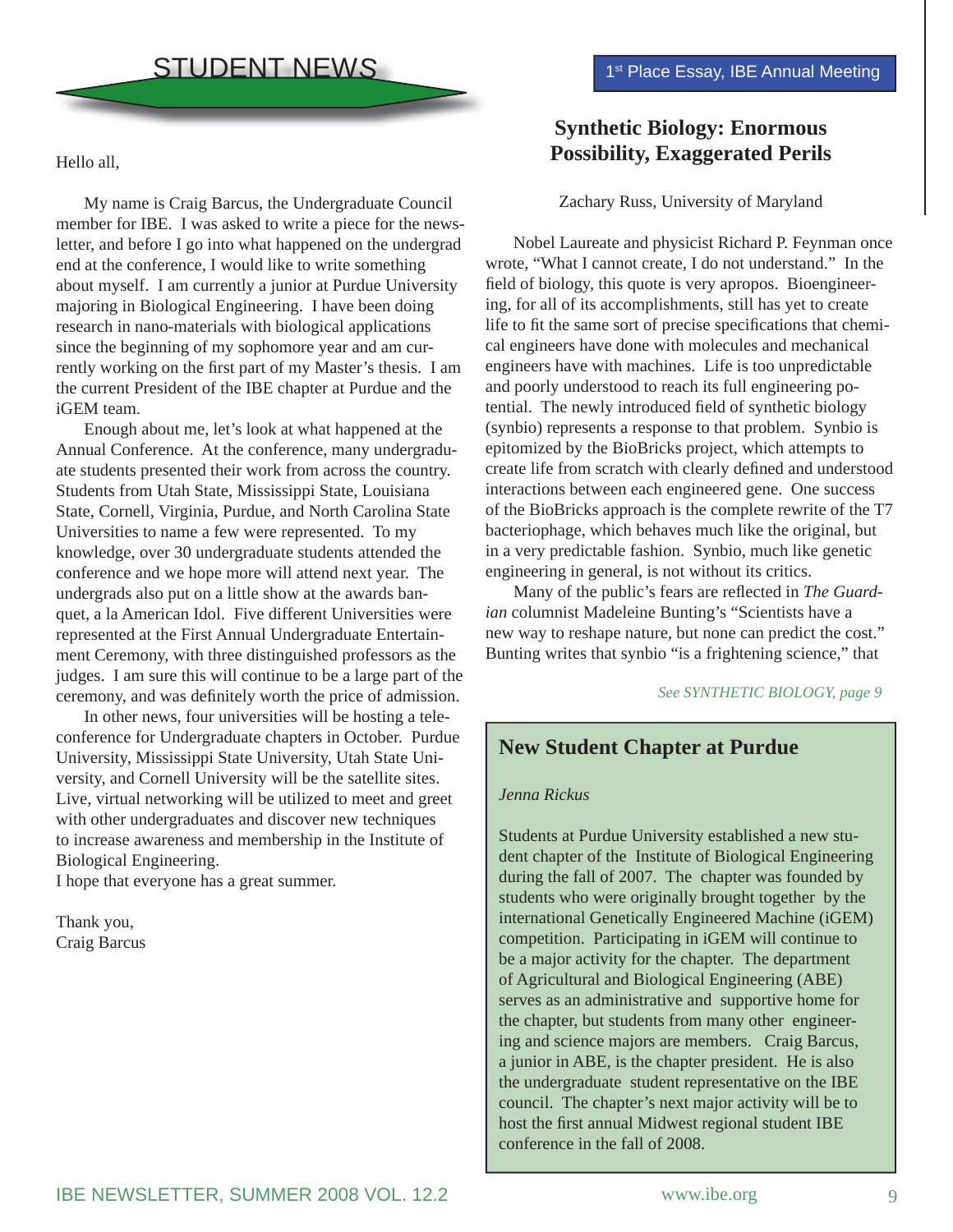## STUDENT NEWS

Hello all,

My name is Craig Barcus, the Undergraduate Council member for IBE. I was asked to write a piece for the newsletter, and before I go into what happened on the undergrad end at the conference, I would like to write something about myself. I am currently a junior at Purdue University majoring in Biological Engineering. I have been doing research in nano-materials with biological applications since the beginning of my sophomore year and am currently working on the first part of my Master's thesis. I am the current President of the IBE chapter at Purdue and the iGEM team.

Enough about me, let's look at what happened at the Annual Conference. At the conference, many undergraduate students presented their work from across the country. Students from Utah State, Mississippi State, Louisiana State, Cornell, Virginia, Purdue, and North Carolina State Universities to name a few were represented. To my knowledge, over 30 undergraduate students attended the conference and we hope more will attend next year. The undergrads also put on a little show at the awards banquet, a la American Idol. Five different Universities were represented at the First Annual Undergraduate Entertainment Ceremony, with three distinguished professors as the judges. I am sure this will continue to be a large part of the ceremony, and was definitely worth the price of admission.

In other news, four universities will be hosting a teleconference for Undergraduate chapters in October. Purdue University, Mississippi State University, Utah State University, and Cornell University will be the satellite sites. Live, virtual networking will be utilized to meet and greet with other undergraduates and discover new techniques to increase awareness and membership in the Institute of Biological Engineering.
I hope that everyone has a great summer.

Thank you,
Craig Barcus

1st Place Essay, IBE Annual Meeting

## Synthetic Biology: Enormous Possibility, Exaggerated Perils

Zachary Russ, University of Maryland

Nobel Laureate and physicist Richard P. Feynman once wrote, "What I cannot create, I do not understand." In the field of biology, this quote is very apropos. Bioengineering, for all of its accomplishments, still has yet to create life to fit the same sort of precise specifications that chemical engineers have done with molecules and mechanical engineers have with machines. Life is too unpredictable and poorly understood to reach its full engineering potential. The newly introduced field of synthetic biology (synbio) represents a response to that problem. Synbio is epitomized by the BioBricks project, which attempts to create life from scratch with clearly defined and understood interactions between each engineered gene. One success of the BioBricks approach is the complete rewrite of the T7 bacteriophage, which behaves much like the original, but in a very predictable fashion. Synbio, much like genetic engineering in general, is not without its critics.

Many of the public's fears are reflected in *The Guardian* columnist Madeleine Bunting's "Scientists have a new way to reshape nature, but none can predict the cost." Bunting writes that synbio "is a frightening science," that

*See SYNTHETIC BIOLOGY, page 9*

### New Student Chapter at Purdue

*Jenna Rickus*

Students at Purdue University established a new student chapter of the Institute of Biological Engineering during the fall of 2007. The chapter was founded by students who were originally brought together by the international Genetically Engineered Machine (iGEM) competition. Participating in iGEM will continue to be a major activity for the chapter. The department of Agricultural and Biological Engineering (ABE) serves as an administrative and supportive home for the chapter, but students from many other engineering and science majors are members. Craig Barcus, a junior in ABE, is the chapter president. He is also the undergraduate student representative on the IBE council. The chapter's next major activity will be to host the first annual Midwest regional student IBE conference in the fall of 2008.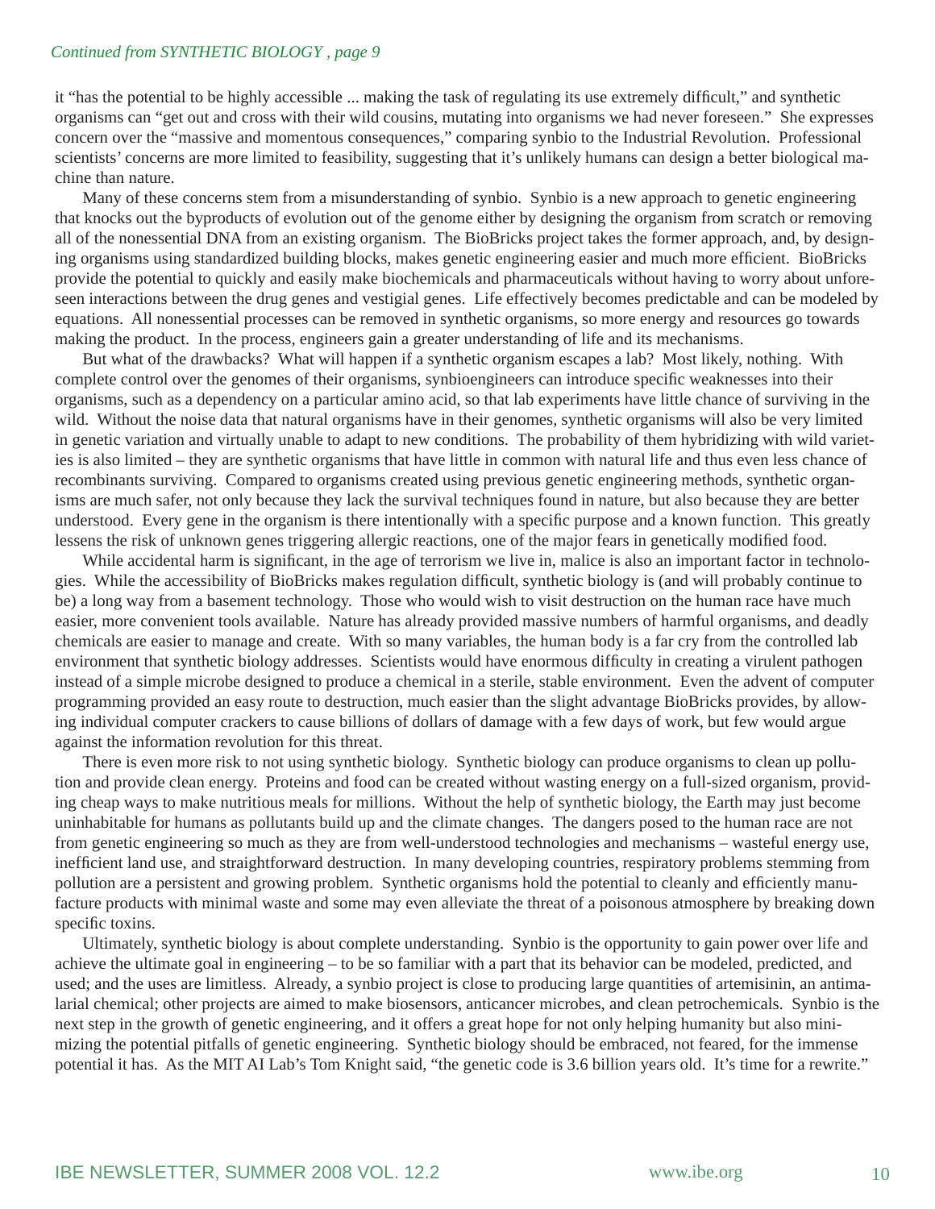*Continued from SYNTHETIC BIOLOGY , page 9*

it "has the potential to be highly accessible ... making the task of regulating its use extremely difficult," and synthetic organisms can "get out and cross with their wild cousins, mutating into organisms we had never foreseen." She expresses concern over the "massive and momentous consequences," comparing synbio to the Industrial Revolution. Professional scientists' concerns are more limited to feasibility, suggesting that it's unlikely humans can design a better biological machine than nature.

Many of these concerns stem from a misunderstanding of synbio. Synbio is a new approach to genetic engineering that knocks out the byproducts of evolution out of the genome either by designing the organism from scratch or removing all of the nonessential DNA from an existing organism. The BioBricks project takes the former approach, and, by designing organisms using standardized building blocks, makes genetic engineering easier and much more efficient. BioBricks provide the potential to quickly and easily make biochemicals and pharmaceuticals without having to worry about unforeseen interactions between the drug genes and vestigial genes. Life effectively becomes predictable and can be modeled by equations. All nonessential processes can be removed in synthetic organisms, so more energy and resources go towards making the product. In the process, engineers gain a greater understanding of life and its mechanisms.

But what of the drawbacks? What will happen if a synthetic organism escapes a lab? Most likely, nothing. With complete control over the genomes of their organisms, synbioengineers can introduce specific weaknesses into their organisms, such as a dependency on a particular amino acid, so that lab experiments have little chance of surviving in the wild. Without the noise data that natural organisms have in their genomes, synthetic organisms will also be very limited in genetic variation and virtually unable to adapt to new conditions. The probability of them hybridizing with wild varieties is also limited – they are synthetic organisms that have little in common with natural life and thus even less chance of recombinants surviving. Compared to organisms created using previous genetic engineering methods, synthetic organisms are much safer, not only because they lack the survival techniques found in nature, but also because they are better understood. Every gene in the organism is there intentionally with a specific purpose and a known function. This greatly lessens the risk of unknown genes triggering allergic reactions, one of the major fears in genetically modified food.

While accidental harm is significant, in the age of terrorism we live in, malice is also an important factor in technologies. While the accessibility of BioBricks makes regulation difficult, synthetic biology is (and will probably continue to be) a long way from a basement technology. Those who would wish to visit destruction on the human race have much easier, more convenient tools available. Nature has already provided massive numbers of harmful organisms, and deadly chemicals are easier to manage and create. With so many variables, the human body is a far cry from the controlled lab environment that synthetic biology addresses. Scientists would have enormous difficulty in creating a virulent pathogen instead of a simple microbe designed to produce a chemical in a sterile, stable environment. Even the advent of computer programming provided an easy route to destruction, much easier than the slight advantage BioBricks provides, by allowing individual computer crackers to cause billions of dollars of damage with a few days of work, but few would argue against the information revolution for this threat.

There is even more risk to not using synthetic biology. Synthetic biology can produce organisms to clean up pollution and provide clean energy. Proteins and food can be created without wasting energy on a full-sized organism, providing cheap ways to make nutritious meals for millions. Without the help of synthetic biology, the Earth may just become uninhabitable for humans as pollutants build up and the climate changes. The dangers posed to the human race are not from genetic engineering so much as they are from well-understood technologies and mechanisms – wasteful energy use, inefficient land use, and straightforward destruction. In many developing countries, respiratory problems stemming from pollution are a persistent and growing problem. Synthetic organisms hold the potential to cleanly and efficiently manufacture products with minimal waste and some may even alleviate the threat of a poisonous atmosphere by breaking down specific toxins.

Ultimately, synthetic biology is about complete understanding. Synbio is the opportunity to gain power over life and achieve the ultimate goal in engineering – to be so familiar with a part that its behavior can be modeled, predicted, and used; and the uses are limitless. Already, a synbio project is close to producing large quantities of artemisinin, an antimalarial chemical; other projects are aimed to make biosensors, anticancer microbes, and clean petrochemicals. Synbio is the next step in the growth of genetic engineering, and it offers a great hope for not only helping humanity but also minimizing the potential pitfalls of genetic engineering. Synthetic biology should be embraced, not feared, for the immense potential it has. As the MIT AI Lab's Tom Knight said, "the genetic code is 3.6 billion years old. It's time for a rewrite."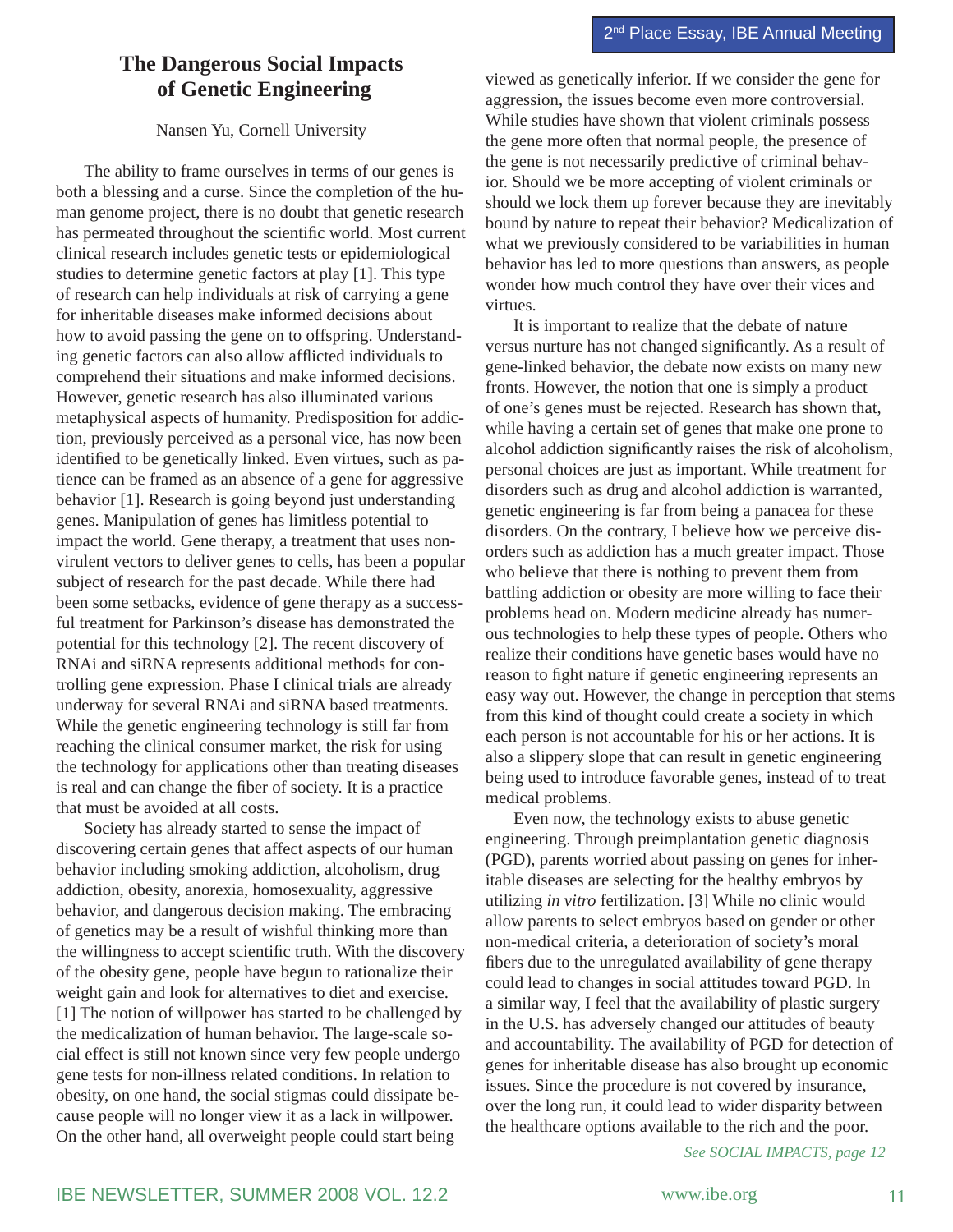2nd Place Essay, IBE Annual Meeting

# The Dangerous Social Impacts of Genetic Engineering

Nansen Yu, Cornell University

The ability to frame ourselves in terms of our genes is both a blessing and a curse. Since the completion of the human genome project, there is no doubt that genetic research has permeated throughout the scientific world. Most current clinical research includes genetic tests or epidemiological studies to determine genetic factors at play [1]. This type of research can help individuals at risk of carrying a gene for inheritable diseases make informed decisions about how to avoid passing the gene on to offspring. Understanding genetic factors can also allow afflicted individuals to comprehend their situations and make informed decisions. However, genetic research has also illuminated various metaphysical aspects of humanity. Predisposition for addiction, previously perceived as a personal vice, has now been identified to be genetically linked. Even virtues, such as patience can be framed as an absence of a gene for aggressive behavior [1]. Research is going beyond just understanding genes. Manipulation of genes has limitless potential to impact the world. Gene therapy, a treatment that uses non-virulent vectors to deliver genes to cells, has been a popular subject of research for the past decade. While there had been some setbacks, evidence of gene therapy as a successful treatment for Parkinson's disease has demonstrated the potential for this technology [2]. The recent discovery of RNAi and siRNA represents additional methods for controlling gene expression. Phase I clinical trials are already underway for several RNAi and siRNA based treatments. While the genetic engineering technology is still far from reaching the clinical consumer market, the risk for using the technology for applications other than treating diseases is real and can change the fiber of society. It is a practice that must be avoided at all costs.

Society has already started to sense the impact of discovering certain genes that affect aspects of our human behavior including smoking addiction, alcoholism, drug addiction, obesity, anorexia, homosexuality, aggressive behavior, and dangerous decision making. The embracing of genetics may be a result of wishful thinking more than the willingness to accept scientific truth. With the discovery of the obesity gene, people have begun to rationalize their weight gain and look for alternatives to diet and exercise. [1] The notion of willpower has started to be challenged by the medicalization of human behavior. The large-scale social effect is still not known since very few people undergo gene tests for non-illness related conditions. In relation to obesity, on one hand, the social stigmas could dissipate because people will no longer view it as a lack in willpower. On the other hand, all overweight people could start being viewed as genetically inferior. If we consider the gene for aggression, the issues become even more controversial. While studies have shown that violent criminals possess the gene more often that normal people, the presence of the gene is not necessarily predictive of criminal behavior. Should we be more accepting of violent criminals or should we lock them up forever because they are inevitably bound by nature to repeat their behavior? Medicalization of what we previously considered to be variabilities in human behavior has led to more questions than answers, as people wonder how much control they have over their vices and virtues.

It is important to realize that the debate of nature versus nurture has not changed significantly. As a result of gene-linked behavior, the debate now exists on many new fronts. However, the notion that one is simply a product of one's genes must be rejected. Research has shown that, while having a certain set of genes that make one prone to alcohol addiction significantly raises the risk of alcoholism, personal choices are just as important. While treatment for disorders such as drug and alcohol addiction is warranted, genetic engineering is far from being a panacea for these disorders. On the contrary, I believe how we perceive disorders such as addiction has a much greater impact. Those who believe that there is nothing to prevent them from battling addiction or obesity are more willing to face their problems head on. Modern medicine already has numerous technologies to help these types of people. Others who realize their conditions have genetic bases would have no reason to fight nature if genetic engineering represents an easy way out. However, the change in perception that stems from this kind of thought could create a society in which each person is not accountable for his or her actions. It is also a slippery slope that can result in genetic engineering being used to introduce favorable genes, instead of to treat medical problems.

Even now, the technology exists to abuse genetic engineering. Through preimplantation genetic diagnosis (PGD), parents worried about passing on genes for inheritable diseases are selecting for the healthy embryos by utilizing *in vitro* fertilization. [3] While no clinic would allow parents to select embryos based on gender or other non-medical criteria, a deterioration of society's moral fibers due to the unregulated availability of gene therapy could lead to changes in social attitudes toward PGD. In a similar way, I feel that the availability of plastic surgery in the U.S. has adversely changed our attitudes of beauty and accountability. The availability of PGD for detection of genes for inheritable disease has also brought up economic issues. Since the procedure is not covered by insurance, over the long run, it could lead to wider disparity between the healthcare options available to the rich and the poor.

*See SOCIAL IMPACTS, page 12*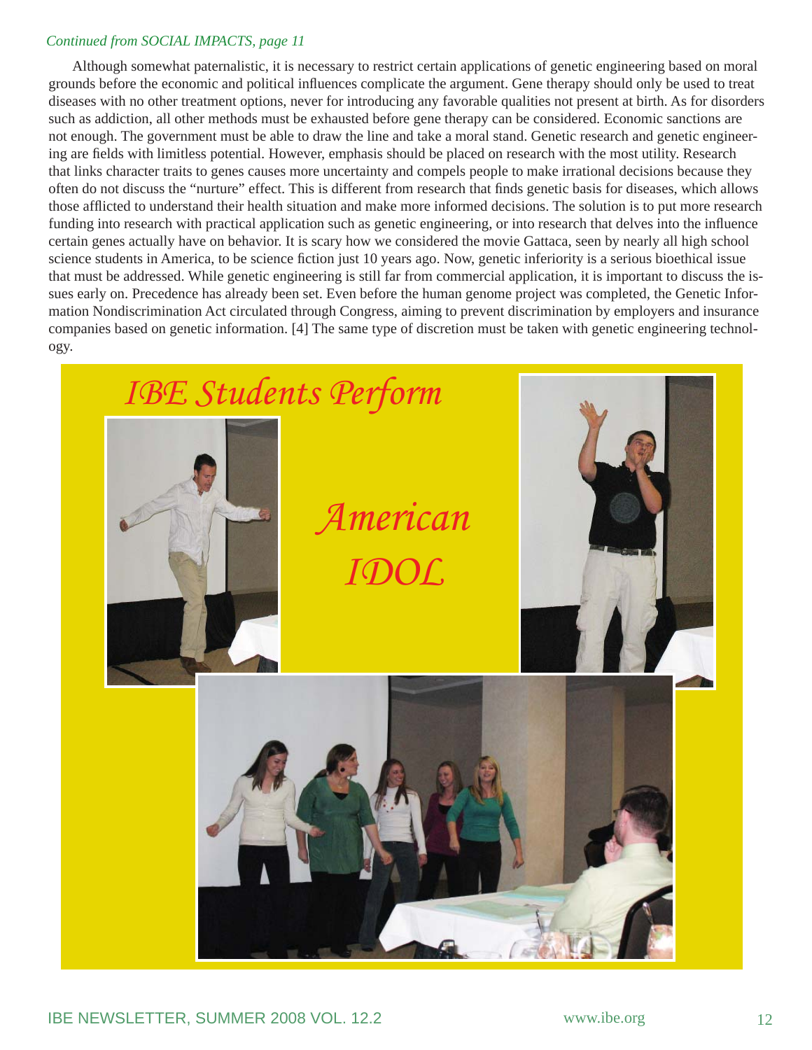*Continued from SOCIAL IMPACTS, page 11*

Although somewhat paternalistic, it is necessary to restrict certain applications of genetic engineering based on moral grounds before the economic and political influences complicate the argument. Gene therapy should only be used to treat diseases with no other treatment options, never for introducing any favorable qualities not present at birth. As for disorders such as addiction, all other methods must be exhausted before gene therapy can be considered. Economic sanctions are not enough. The government must be able to draw the line and take a moral stand. Genetic research and genetic engineering are fields with limitless potential. However, emphasis should be placed on research with the most utility. Research that links character traits to genes causes more uncertainty and compels people to make irrational decisions because they often do not discuss the "nurture" effect. This is different from research that finds genetic basis for diseases, which allows those afflicted to understand their health situation and make more informed decisions. The solution is to put more research funding into research with practical application such as genetic engineering, or into research that delves into the influence certain genes actually have on behavior. It is scary how we considered the movie Gattaca, seen by nearly all high school science students in America, to be science fiction just 10 years ago. Now, genetic inferiority is a serious bioethical issue that must be addressed. While genetic engineering is still far from commercial application, it is important to discuss the issues early on. Precedence has already been set. Even before the human genome project was completed, the Genetic Information Nondiscrimination Act circulated through Congress, aiming to prevent discrimination by employers and insurance companies based on genetic information. [4] The same type of discretion must be taken with genetic engineering technology.

## *IBE Students Perform*

## *American IDOL*